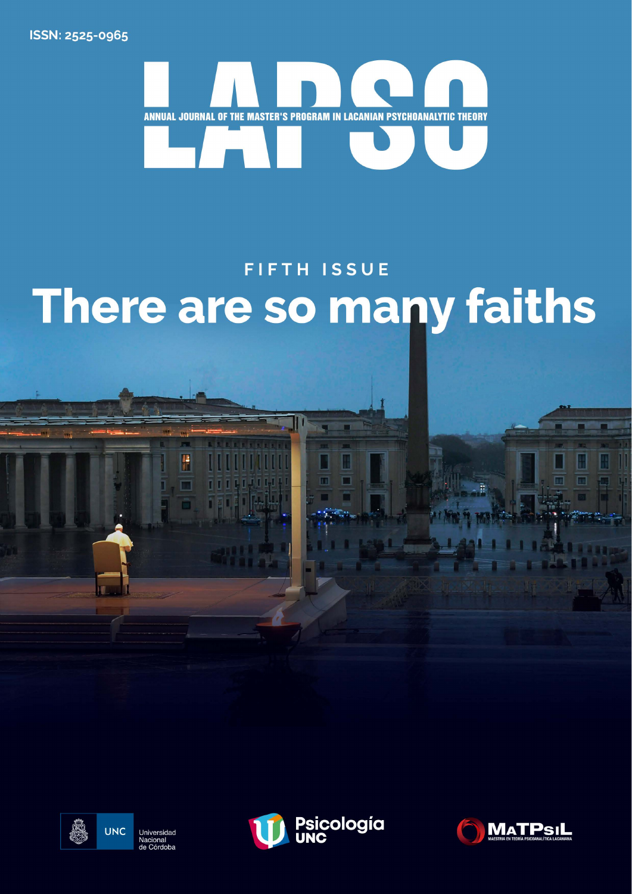ISSN: 2525-0965

# LAPSO

ANNUAL JOURNAL OF THE MASTER'S PROGRAM IN LACANIAN PSYCHOANALYTIC THEORY

FIFTH ISSUE

## There are so many faiths

UNC Universidad Nacional de Córdoba

Psicología UNC

MATPSIL MAESTRÍA EN TEORÍA PSICOANALÍTICA LACANIANA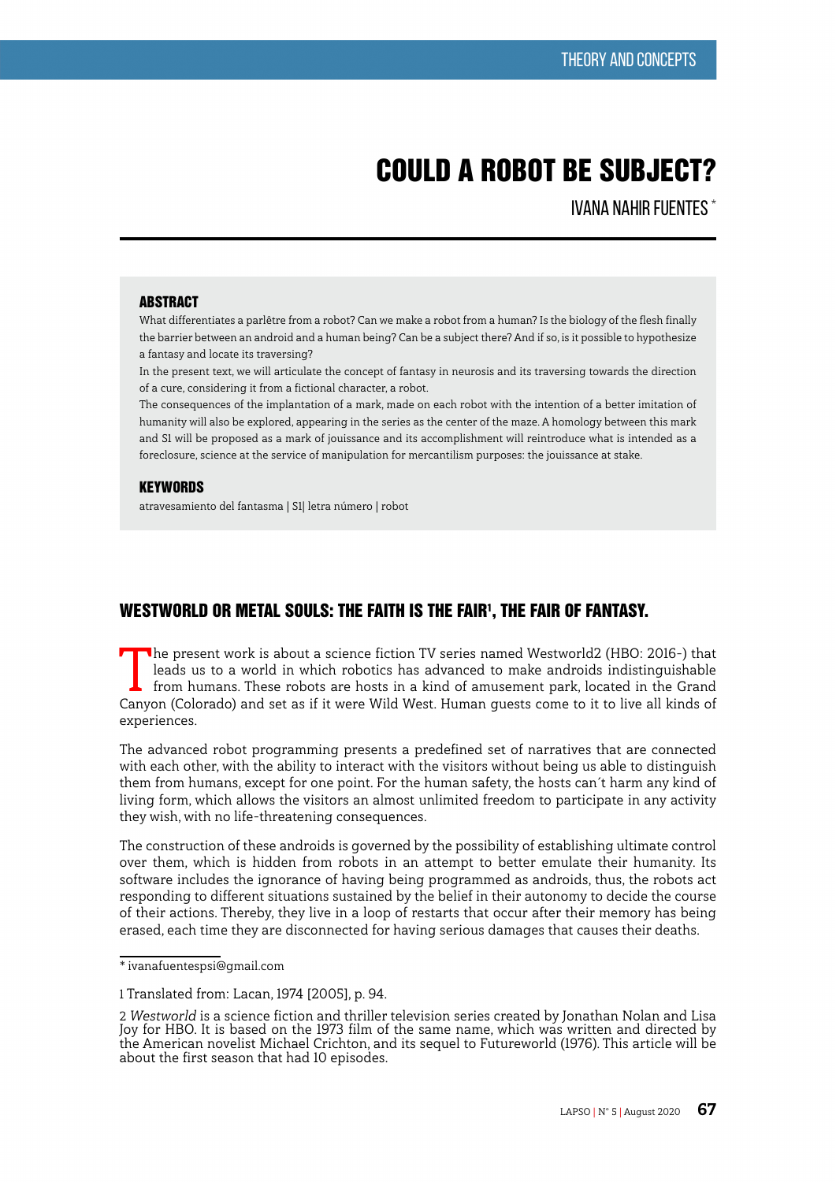# COULD A ROBOT BE SUBJECT?

IVANA NAHIR FUENTES *

### ABSTRACT

What differentiates a parlêtre from a robot? Can we make a robot from a human? Is the biology of the flesh finally the barrier between an android and a human being? Can be a subject there? And if so, is it possible to hypothesize a fantasy and locate its traversing?

In the present text, we will articulate the concept of fantasy in neurosis and its traversing towards the direction of a cure, considering it from a fictional character, a robot.

The consequences of the implantation of a mark, made on each robot with the intention of a better imitation of humanity will also be explored, appearing in the series as the center of the maze. A homology between this mark and S1 will be proposed as a mark of jouissance and its accomplishment will reintroduce what is intended as a foreclosure, science at the service of manipulation for mercantilism purposes: the jouissance at stake.

### KEYWORDS

atravesamiento del fantasma | S1| letra número | robot

## WESTWORLD OR METAL SOULS: THE FAITH IS THE FAIR[1], THE FAIR OF FANTASY.

The present work is about a science fiction TV series named Westworld2 (HBO: 2016-) that leads us to a world in which robotics has advanced to make androids indistinguishable from humans. These robots are hosts in a kind of amusement park, located in the Grand Canyon (Colorado) and set as if it were Wild West. Human guests come to it to live all kinds of experiences.

The advanced robot programming presents a predefined set of narratives that are connected with each other, with the ability to interact with the visitors without being us able to distinguish them from humans, except for one point. For the human safety, the hosts can´t harm any kind of living form, which allows the visitors an almost unlimited freedom to participate in any activity they wish, with no life-threatening consequences.

The construction of these androids is governed by the possibility of establishing ultimate control over them, which is hidden from robots in an attempt to better emulate their humanity. Its software includes the ignorance of having being programmed as androids, thus, the robots act responding to different situations sustained by the belief in their autonomy to decide the course of their actions. Thereby, they live in a loop of restarts that occur after their memory has being erased, each time they are disconnected for having serious damages that causes their deaths.

---

* ivanafuentespsi@gmail.com

1 Translated from: Lacan, 1974 [2005], p. 94.

2 *Westworld* is a science fiction and thriller television series created by Jonathan Nolan and Lisa Joy for HBO. It is based on the 1973 film of the same name, which was written and directed by the American novelist Michael Crichton, and its sequel to Futureworld (1976). This article will be about the first season that had 10 episodes.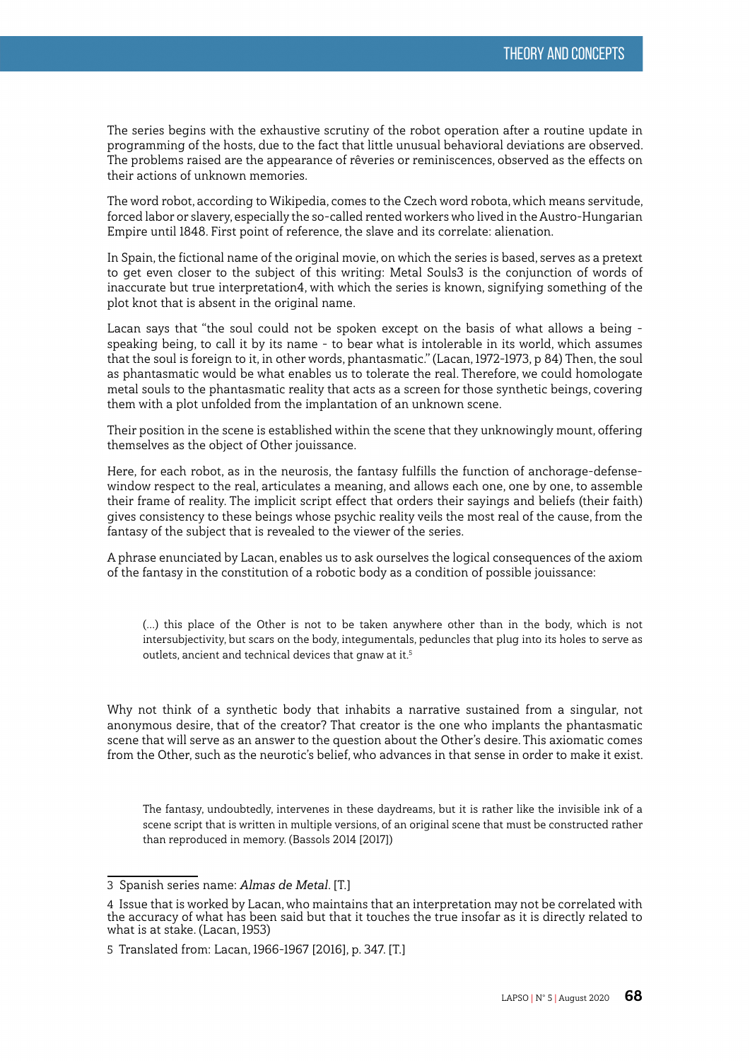The series begins with the exhaustive scrutiny of the robot operation after a routine update in programming of the hosts, due to the fact that little unusual behavioral deviations are observed. The problems raised are the appearance of rêveries or reminiscences, observed as the effects on their actions of unknown memories.

The word robot, according to Wikipedia, comes to the Czech word robota, which means servitude, forced labor or slavery, especially the so-called rented workers who lived in the Austro-Hungarian Empire until 1848. First point of reference, the slave and its correlate: alienation.

In Spain, the fictional name of the original movie, on which the series is based, serves as a pretext to get even closer to the subject of this writing: Metal Souls[3] is the conjunction of words of inaccurate but true interpretation[4], with which the series is known, signifying something of the plot knot that is absent in the original name.

Lacan says that "the soul could not be spoken except on the basis of what allows a being - speaking being, to call it by its name - to bear what is intolerable in its world, which assumes that the soul is foreign to it, in other words, phantasmatic." (Lacan, 1972-1973, p 84) Then, the soul as phantasmatic would be what enables us to tolerate the real. Therefore, we could homologate metal souls to the phantasmatic reality that acts as a screen for those synthetic beings, covering them with a plot unfolded from the implantation of an unknown scene.

Their position in the scene is established within the scene that they unknowingly mount, offering themselves as the object of Other jouissance.

Here, for each robot, as in the neurosis, the fantasy fulfills the function of anchorage-defense-window respect to the real, articulates a meaning, and allows each one, one by one, to assemble their frame of reality. The implicit script effect that orders their sayings and beliefs (their faith) gives consistency to these beings whose psychic reality veils the most real of the cause, from the fantasy of the subject that is revealed to the viewer of the series.

A phrase enunciated by Lacan, enables us to ask ourselves the logical consequences of the axiom of the fantasy in the constitution of a robotic body as a condition of possible jouissance:

> (...) this place of the Other is not to be taken anywhere other than in the body, which is not intersubjectivity, but scars on the body, integumentals, peduncles that plug into its holes to serve as outlets, ancient and technical devices that gnaw at it.[5]

Why not think of a synthetic body that inhabits a narrative sustained from a singular, not anonymous desire, that of the creator? That creator is the one who implants the phantasmatic scene that will serve as an answer to the question about the Other's desire. This axiomatic comes from the Other, such as the neurotic's belief, who advances in that sense in order to make it exist.

> The fantasy, undoubtedly, intervenes in these daydreams, but it is rather like the invisible ink of a scene script that is written in multiple versions, of an original scene that must be constructed rather than reproduced in memory. (Bassols 2014 [2017])

---

3 Spanish series name: *Almas de Metal*. [T.]

4 Issue that is worked by Lacan, who maintains that an interpretation may not be correlated with the accuracy of what has been said but that it touches the true insofar as it is directly related to what is at stake. (Lacan, 1953)

5 Translated from: Lacan, 1966-1967 [2016], p. 347. [T.]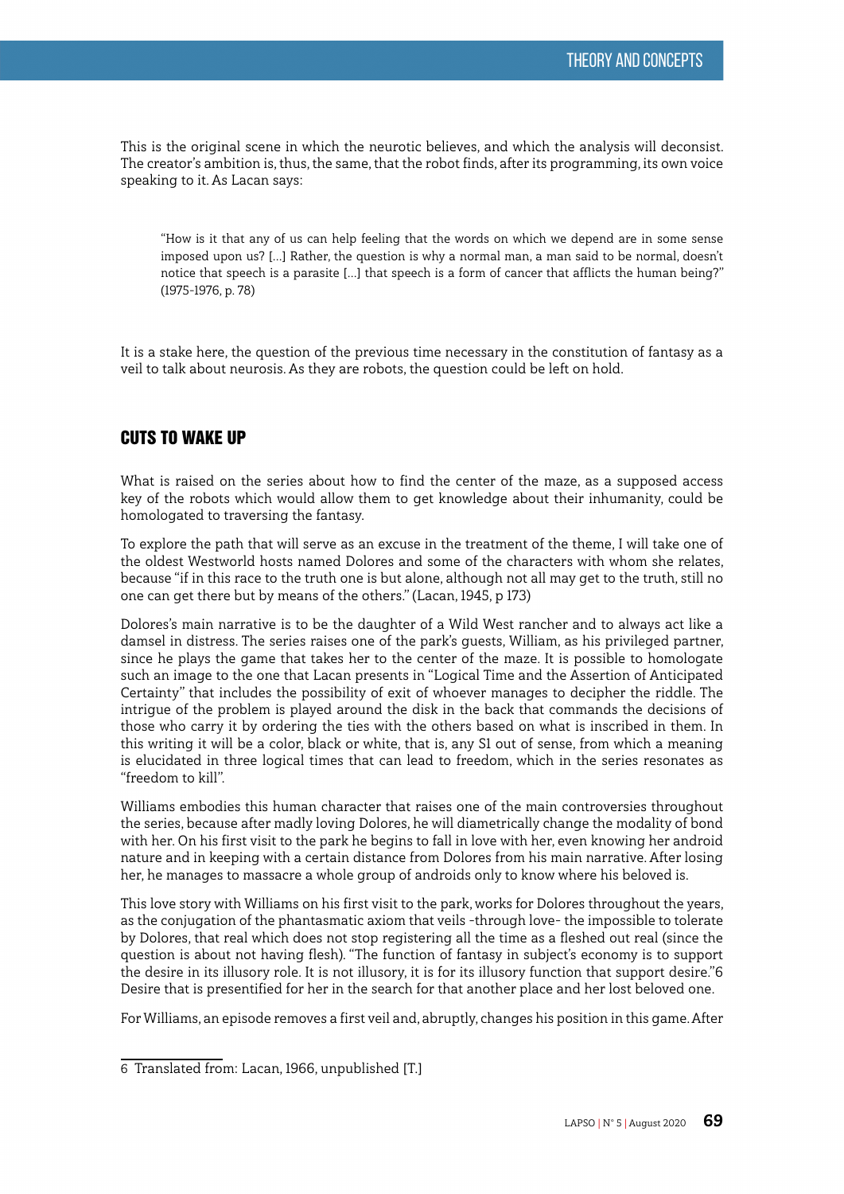This is the original scene in which the neurotic believes, and which the analysis will deconsist. The creator's ambition is, thus, the same, that the robot finds, after its programming, its own voice speaking to it. As Lacan says:

> "How is it that any of us can help feeling that the words on which we depend are in some sense imposed upon us? [...] Rather, the question is why a normal man, a man said to be normal, doesn't notice that speech is a parasite [...] that speech is a form of cancer that afflicts the human being?" (1975-1976, p. 78)

It is a stake here, the question of the previous time necessary in the constitution of fantasy as a veil to talk about neurosis. As they are robots, the question could be left on hold.

## CUTS TO WAKE UP

What is raised on the series about how to find the center of the maze, as a supposed access key of the robots which would allow them to get knowledge about their inhumanity, could be homologated to traversing the fantasy.

To explore the path that will serve as an excuse in the treatment of the theme, I will take one of the oldest Westworld hosts named Dolores and some of the characters with whom she relates, because "if in this race to the truth one is but alone, although not all may get to the truth, still no one can get there but by means of the others." (Lacan, 1945, p 173)

Dolores's main narrative is to be the daughter of a Wild West rancher and to always act like a damsel in distress. The series raises one of the park's guests, William, as his privileged partner, since he plays the game that takes her to the center of the maze. It is possible to homologate such an image to the one that Lacan presents in "Logical Time and the Assertion of Anticipated Certainty" that includes the possibility of exit of whoever manages to decipher the riddle. The intrigue of the problem is played around the disk in the back that commands the decisions of those who carry it by ordering the ties with the others based on what is inscribed in them. In this writing it will be a color, black or white, that is, any S1 out of sense, from which a meaning is elucidated in three logical times that can lead to freedom, which in the series resonates as "freedom to kill".

Williams embodies this human character that raises one of the main controversies throughout the series, because after madly loving Dolores, he will diametrically change the modality of bond with her. On his first visit to the park he begins to fall in love with her, even knowing her android nature and in keeping with a certain distance from Dolores from his main narrative. After losing her, he manages to massacre a whole group of androids only to know where his beloved is.

This love story with Williams on his first visit to the park, works for Dolores throughout the years, as the conjugation of the phantasmatic axiom that veils -through love- the impossible to tolerate by Dolores, that real which does not stop registering all the time as a fleshed out real (since the question is about not having flesh). "The function of fantasy in subject's economy is to support the desire in its illusory role. It is not illusory, it is for its illusory function that support desire."[6] Desire that is presentified for her in the search for that another place and her lost beloved one.

For Williams, an episode removes a first veil and, abruptly, changes his position in this game. After

6 Translated from: Lacan, 1966, unpublished [T.]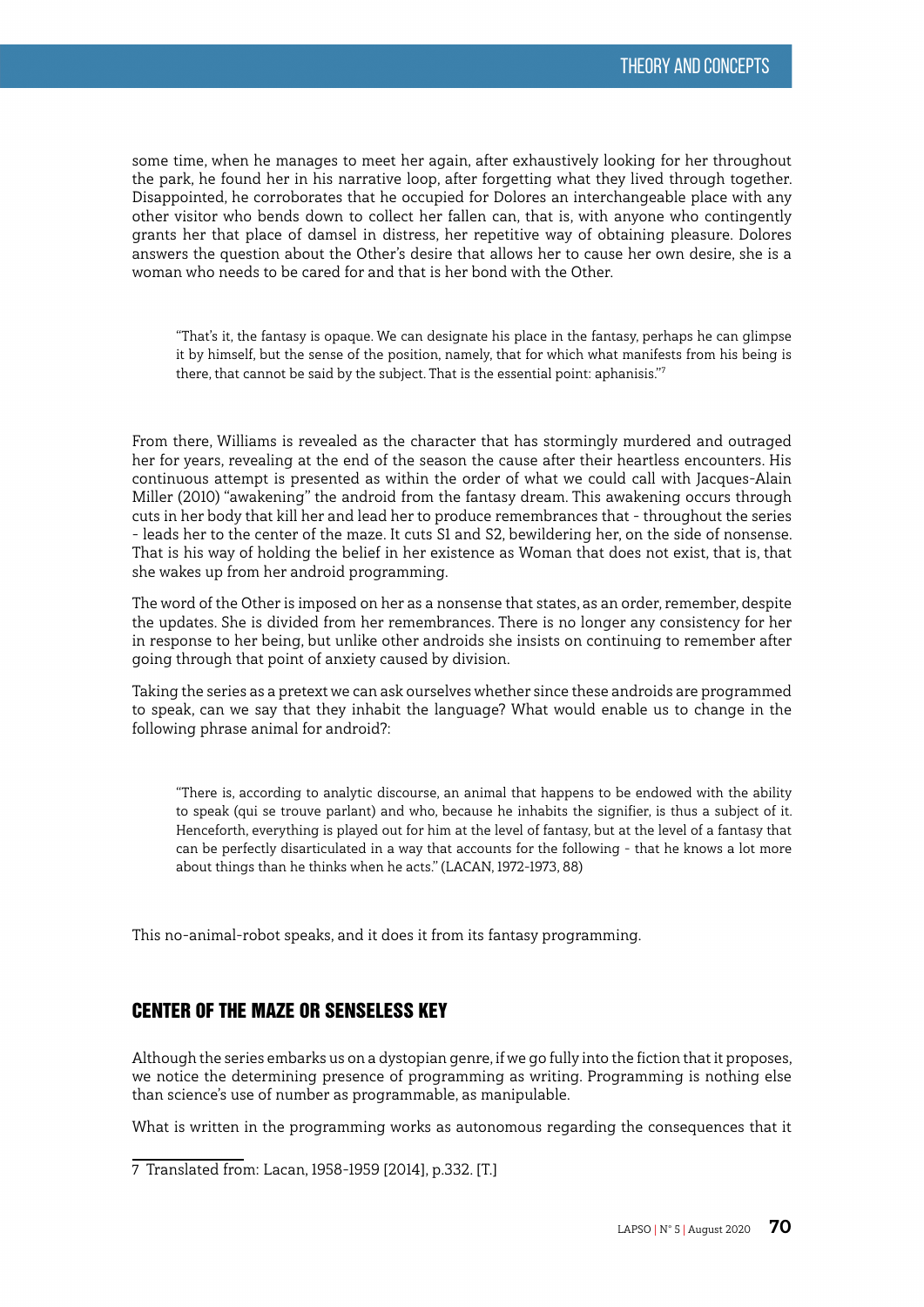some time, when he manages to meet her again, after exhaustively looking for her throughout the park, he found her in his narrative loop, after forgetting what they lived through together. Disappointed, he corroborates that he occupied for Dolores an interchangeable place with any other visitor who bends down to collect her fallen can, that is, with anyone who contingently grants her that place of damsel in distress, her repetitive way of obtaining pleasure. Dolores answers the question about the Other's desire that allows her to cause her own desire, she is a woman who needs to be cared for and that is her bond with the Other.

> "That's it, the fantasy is opaque. We can designate his place in the fantasy, perhaps he can glimpse it by himself, but the sense of the position, namely, that for which what manifests from his being is there, that cannot be said by the subject. That is the essential point: aphanisis."[7]

From there, Williams is revealed as the character that has stormingly murdered and outraged her for years, revealing at the end of the season the cause after their heartless encounters. His continuous attempt is presented as within the order of what we could call with Jacques-Alain Miller (2010) "awakening" the android from the fantasy dream. This awakening occurs through cuts in her body that kill her and lead her to produce remembrances that - throughout the series - leads her to the center of the maze. It cuts S1 and S2, bewildering her, on the side of nonsense. That is his way of holding the belief in her existence as Woman that does not exist, that is, that she wakes up from her android programming.

The word of the Other is imposed on her as a nonsense that states, as an order, remember, despite the updates. She is divided from her remembrances. There is no longer any consistency for her in response to her being, but unlike other androids she insists on continuing to remember after going through that point of anxiety caused by division.

Taking the series as a pretext we can ask ourselves whether since these androids are programmed to speak, can we say that they inhabit the language? What would enable us to change in the following phrase animal for android?:

> "There is, according to analytic discourse, an animal that happens to be endowed with the ability to speak (qui se trouve parlant) and who, because he inhabits the signifier, is thus a subject of it. Henceforth, everything is played out for him at the level of fantasy, but at the level of a fantasy that can be perfectly disarticulated in a way that accounts for the following - that he knows a lot more about things than he thinks when he acts." (LACAN, 1972-1973, 88)

This no-animal-robot speaks, and it does it from its fantasy programming.

## CENTER OF THE MAZE OR SENSELESS KEY

Although the series embarks us on a dystopian genre, if we go fully into the fiction that it proposes, we notice the determining presence of programming as writing. Programming is nothing else than science's use of number as programmable, as manipulable.

What is written in the programming works as autonomous regarding the consequences that it

---

7 Translated from: Lacan, 1958-1959 [2014], p.332. [T.]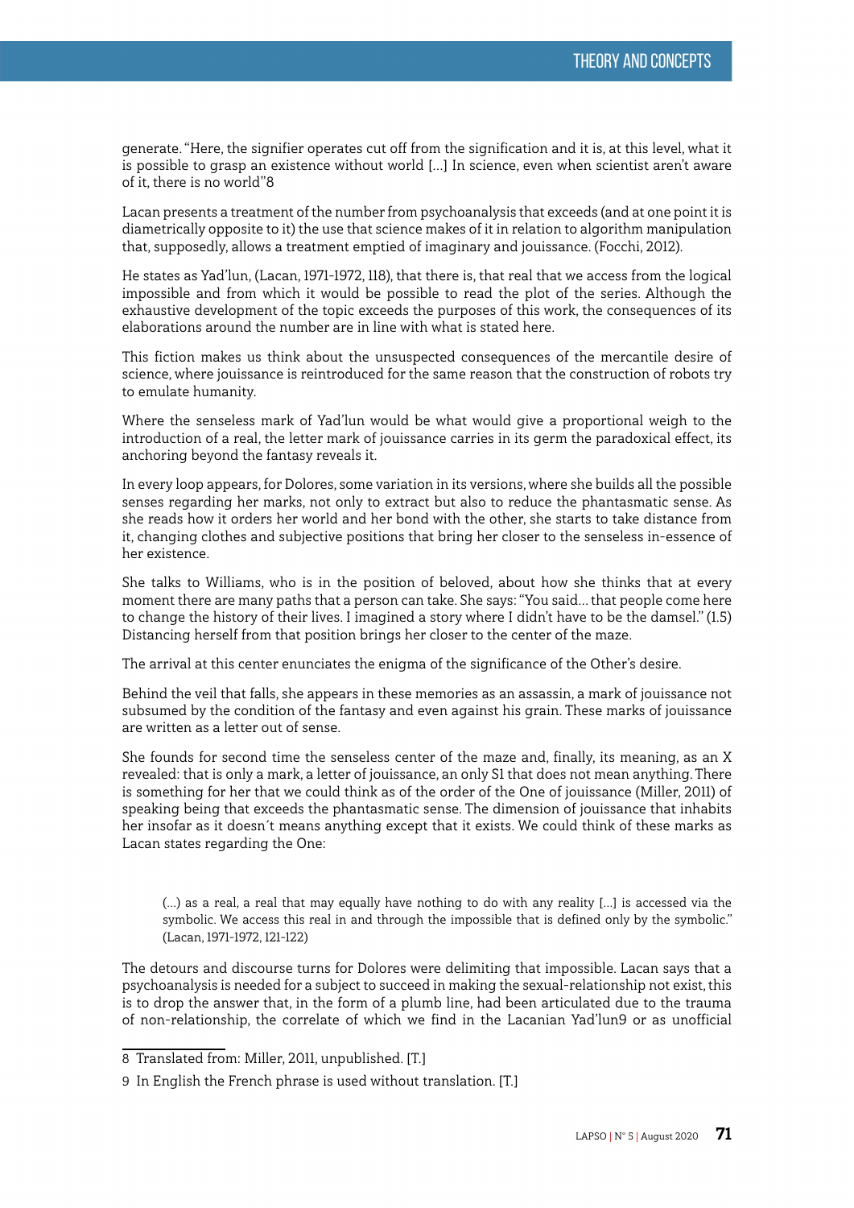generate. "Here, the signifier operates cut off from the signification and it is, at this level, what it is possible to grasp an existence without world [...] In science, even when scientist aren't aware of it, there is no world"8

Lacan presents a treatment of the number from psychoanalysis that exceeds (and at one point it is diametrically opposite to it) the use that science makes of it in relation to algorithm manipulation that, supposedly, allows a treatment emptied of imaginary and jouissance. (Focchi, 2012).

He states as Yad'lun, (Lacan, 1971-1972, 118), that there is, that real that we access from the logical impossible and from which it would be possible to read the plot of the series. Although the exhaustive development of the topic exceeds the purposes of this work, the consequences of its elaborations around the number are in line with what is stated here.

This fiction makes us think about the unsuspected consequences of the mercantile desire of science, where jouissance is reintroduced for the same reason that the construction of robots try to emulate humanity.

Where the senseless mark of Yad'lun would be what would give a proportional weigh to the introduction of a real, the letter mark of jouissance carries in its germ the paradoxical effect, its anchoring beyond the fantasy reveals it.

In every loop appears, for Dolores, some variation in its versions, where she builds all the possible senses regarding her marks, not only to extract but also to reduce the phantasmatic sense. As she reads how it orders her world and her bond with the other, she starts to take distance from it, changing clothes and subjective positions that bring her closer to the senseless in-essence of her existence.

She talks to Williams, who is in the position of beloved, about how she thinks that at every moment there are many paths that a person can take. She says: "You said... that people come here to change the history of their lives. I imagined a story where I didn't have to be the damsel." (1.5) Distancing herself from that position brings her closer to the center of the maze.

The arrival at this center enunciates the enigma of the significance of the Other's desire.

Behind the veil that falls, she appears in these memories as an assassin, a mark of jouissance not subsumed by the condition of the fantasy and even against his grain. These marks of jouissance are written as a letter out of sense.

She founds for second time the senseless center of the maze and, finally, its meaning, as an X revealed: that is only a mark, a letter of jouissance, an only S1 that does not mean anything. There is something for her that we could think as of the order of the One of jouissance (Miller, 2011) of speaking being that exceeds the phantasmatic sense. The dimension of jouissance that inhabits her insofar as it doesn´t means anything except that it exists. We could think of these marks as Lacan states regarding the One:

> (...) as a real, a real that may equally have nothing to do with any reality [...] is accessed via the symbolic. We access this real in and through the impossible that is defined only by the symbolic." (Lacan, 1971-1972, 121-122)

The detours and discourse turns for Dolores were delimiting that impossible. Lacan says that a psychoanalysis is needed for a subject to succeed in making the sexual-relationship not exist, this is to drop the answer that, in the form of a plumb line, had been articulated due to the trauma of non-relationship, the correlate of which we find in the Lacanian Yad'lun9 or as unofficial

8 Translated from: Miller, 2011, unpublished. [T.]

9 In English the French phrase is used without translation. [T.]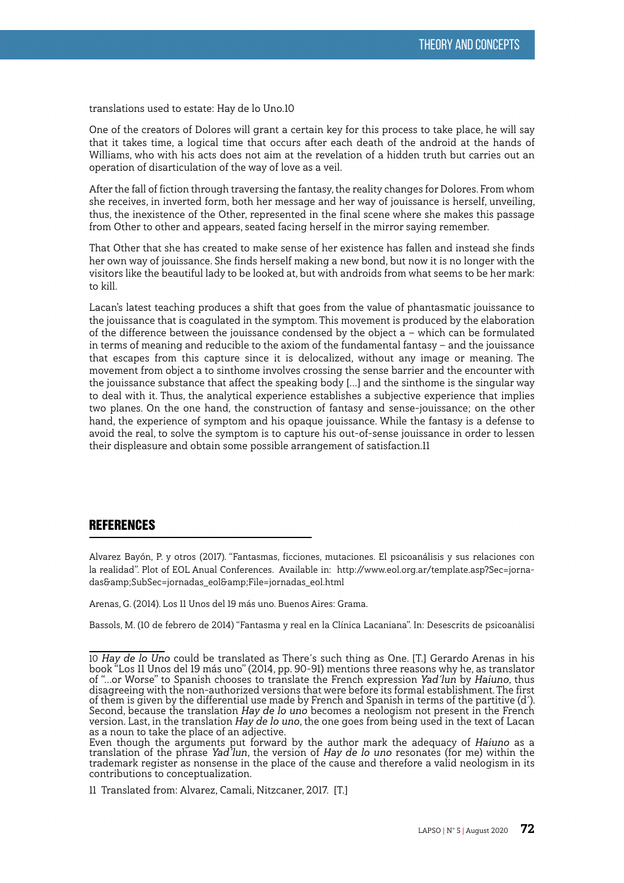translations used to estate: Hay de lo Uno.[10]

One of the creators of Dolores will grant a certain key for this process to take place, he will say that it takes time, a logical time that occurs after each death of the android at the hands of Williams, who with his acts does not aim at the revelation of a hidden truth but carries out an operation of disarticulation of the way of love as a veil.

After the fall of fiction through traversing the fantasy, the reality changes for Dolores. From whom she receives, in inverted form, both her message and her way of jouissance is herself, unveiling, thus, the inexistence of the Other, represented in the final scene where she makes this passage from Other to other and appears, seated facing herself in the mirror saying remember.

That Other that she has created to make sense of her existence has fallen and instead she finds her own way of jouissance. She finds herself making a new bond, but now it is no longer with the visitors like the beautiful lady to be looked at, but with androids from what seems to be her mark: to kill.

Lacan's latest teaching produces a shift that goes from the value of phantasmatic jouissance to the jouissance that is coagulated in the symptom. This movement is produced by the elaboration of the difference between the jouissance condensed by the object a – which can be formulated in terms of meaning and reducible to the axiom of the fundamental fantasy – and the jouissance that escapes from this capture since it is delocalized, without any image or meaning. The movement from object a to sinthome involves crossing the sense barrier and the encounter with the jouissance substance that affect the speaking body [...] and the sinthome is the singular way to deal with it. Thus, the analytical experience establishes a subjective experience that implies two planes. On the one hand, the construction of fantasy and sense-jouissance; on the other hand, the experience of symptom and his opaque jouissance. While the fantasy is a defense to avoid the real, to solve the symptom is to capture his out-of-sense jouissance in order to lessen their displeasure and obtain some possible arrangement of satisfaction.[11]

## REFERENCES

Alvarez Bayón, P. y otros (2017). "Fantasmas, ficciones, mutaciones. El psicoanálisis y sus relaciones con la realidad". Plot of EOL Anual Conferences. Available in: http://www.eol.org.ar/template.asp?Sec=jornadas&amp;SubSec=jornadas_eol&amp;File=jornadas_eol.html

Arenas, G. (2014). Los 11 Unos del 19 más uno. Buenos Aires: Grama.

Bassols, M. (10 de febrero de 2014) "Fantasma y real en la Clínica Lacaniana". In: Desescrits de psicoanàlisi

---

10 *Hay de lo Uno* could be translated as There´s such thing as One. [T.] Gerardo Arenas in his book "Los 11 Unos del 19 más uno" (2014, pp. 90-91) mentions three reasons why he, as translator of "...or Worse" to Spanish chooses to translate the French expression *Yad'lun* by *Haiuno*, thus disagreeing with the non-authorized versions that were before its formal establishment. The first of them is given by the differential use made by French and Spanish in terms of the partitive (d´). Second, because the translation *Hay de lo uno* becomes a neologism not present in the French version. Last, in the translation *Hay de lo uno*, the one goes from being used in the text of Lacan as a noun to take the place of an adjective.
Even though the arguments put forward by the author mark the adequacy of *Haiuno* as a translation of the phrase *Yad'lun*, the version of *Hay de lo uno* resonates (for me) within the trademark register as nonsense in the place of the cause and therefore a valid neologism in its contributions to conceptualization.

11 Translated from: Alvarez, Camali, Nitzcaner, 2017. [T.]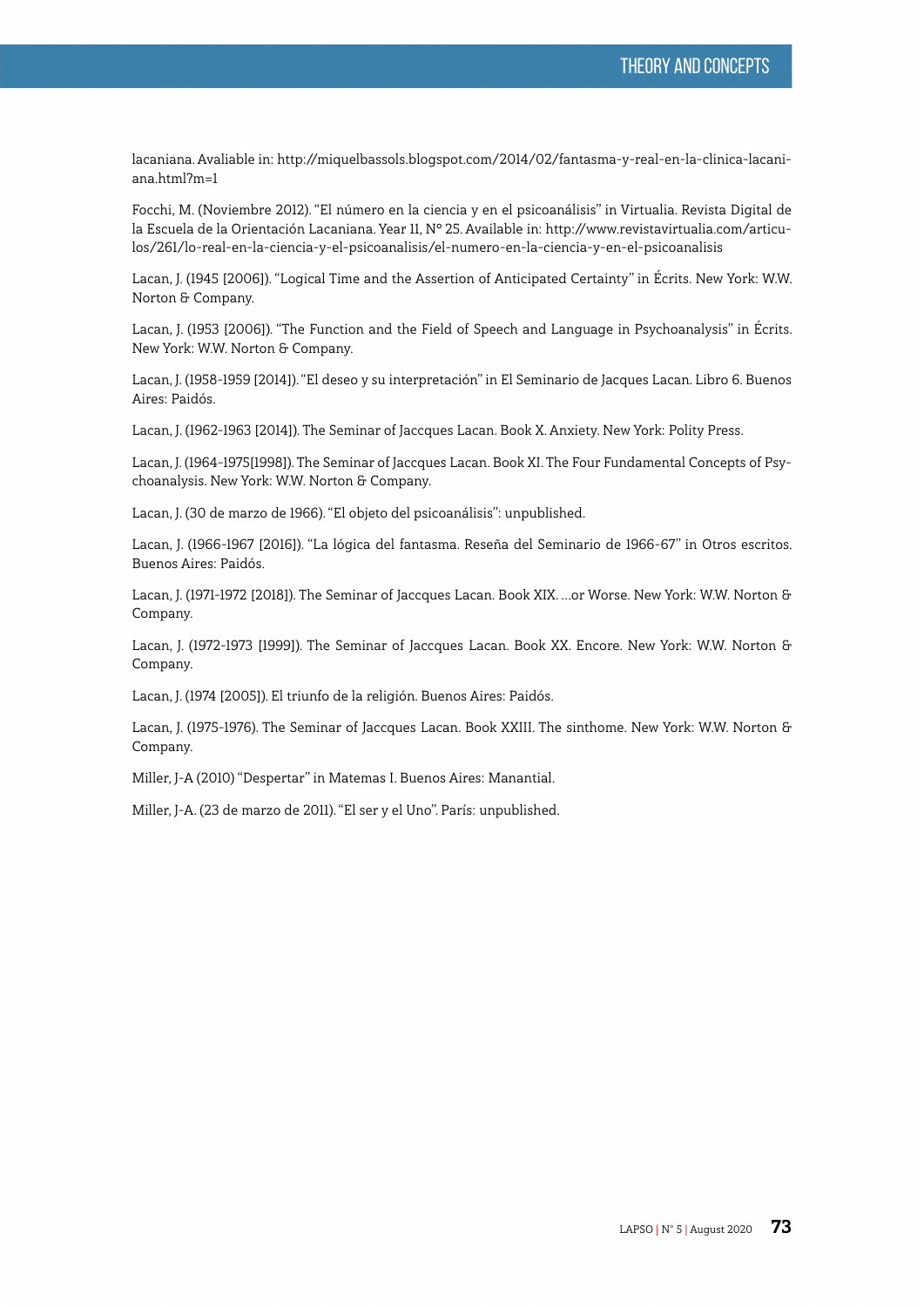lacaniana. Avaliable in: http://miquelbassols.blogspot.com/2014/02/fantasma-y-real-en-la-clinica-lacaniana.html?m=1

Focchi, M. (Noviembre 2012). "El número en la ciencia y en el psicoanálisis" in Virtualia. Revista Digital de la Escuela de la Orientación Lacaniana. Year 11, Nº 25. Available in: http://www.revistavirtualia.com/articulos/261/lo-real-en-la-ciencia-y-el-psicoanalisis/el-numero-en-la-ciencia-y-en-el-psicoanalisis

Lacan, J. (1945 [2006]). "Logical Time and the Assertion of Anticipated Certainty" in Écrits. New York: W.W. Norton & Company.

Lacan, J. (1953 [2006]). "The Function and the Field of Speech and Language in Psychoanalysis" in Écrits. New York: W.W. Norton & Company.

Lacan, J. (1958-1959 [2014]). "El deseo y su interpretación" in El Seminario de Jacques Lacan. Libro 6. Buenos Aires: Paidós.

Lacan, J. (1962-1963 [2014]). The Seminar of Jaccques Lacan. Book X. Anxiety. New York: Polity Press.

Lacan, J. (1964-1975[1998]). The Seminar of Jaccques Lacan. Book XI. The Four Fundamental Concepts of Psychoanalysis. New York: W.W. Norton & Company.

Lacan, J. (30 de marzo de 1966). "El objeto del psicoanálisis": unpublished.

Lacan, J. (1966-1967 [2016]). "La lógica del fantasma. Reseña del Seminario de 1966-67" in Otros escritos. Buenos Aires: Paidós.

Lacan, J. (1971-1972 [2018]). The Seminar of Jaccques Lacan. Book XIX. ...or Worse. New York: W.W. Norton & Company.

Lacan, J. (1972-1973 [1999]). The Seminar of Jaccques Lacan. Book XX. Encore. New York: W.W. Norton & Company.

Lacan, J. (1974 [2005]). El triunfo de la religión. Buenos Aires: Paidós.

Lacan, J. (1975-1976). The Seminar of Jaccques Lacan. Book XXIII. The sinthome. New York: W.W. Norton & Company.

Miller, J-A (2010) "Despertar" in Matemas I. Buenos Aires: Manantial.

Miller, J-A. (23 de marzo de 2011). "El ser y el Uno". París: unpublished.